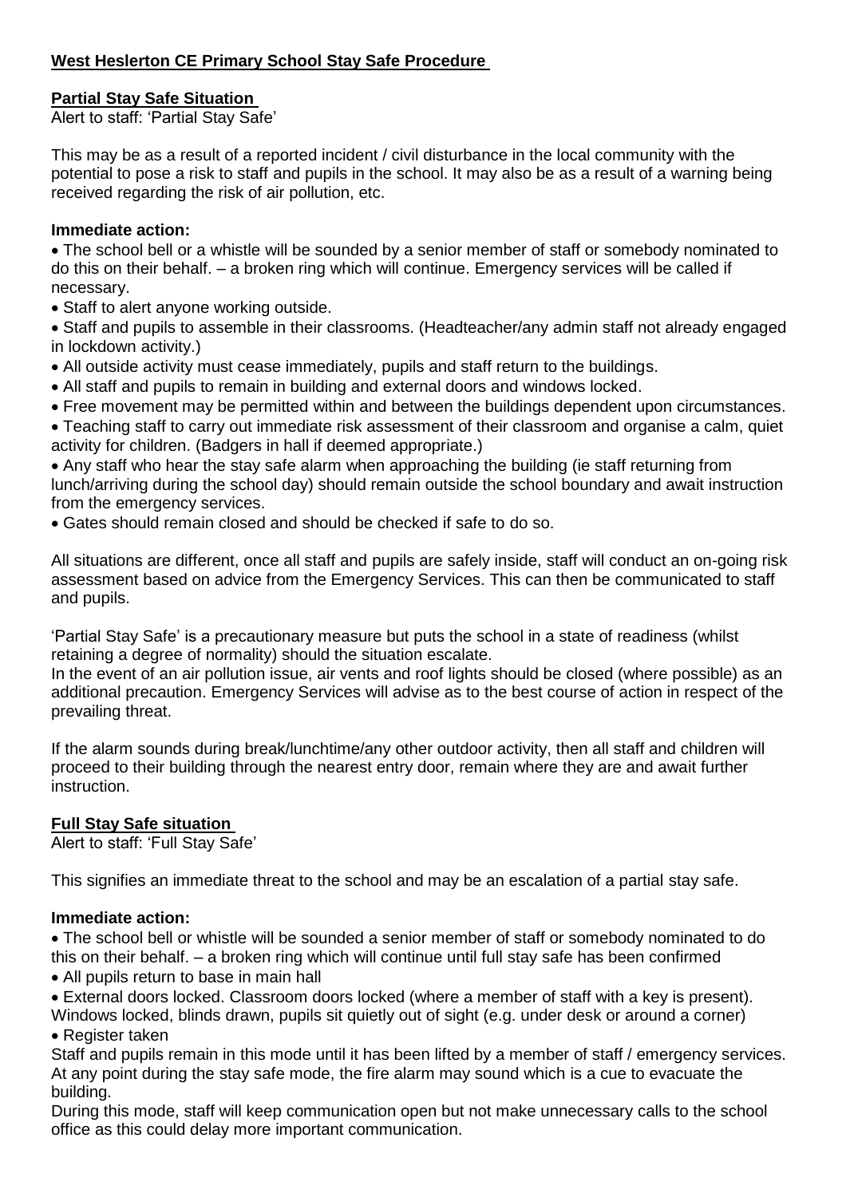# West Heslerton CE Primary School Stay Safe Procedure

## Partial Stay Safe Situation

Alert to staff: 'Partial Stay Safe'

This may be as a result of a reported incident / civil disturbance in the local community with the potential to pose a risk to staff and pupils in the school. It may also be as a result of a warning being received regarding the risk of air pollution, etc.

**Immediate action:**

- The school bell or a whistle will be sounded by a senior member of staff or somebody nominated to do this on their behalf. – a broken ring which will continue. Emergency services will be called if necessary.
- Staff to alert anyone working outside.
- Staff and pupils to assemble in their classrooms. (Headteacher/any admin staff not already engaged in lockdown activity.)
- All outside activity must cease immediately, pupils and staff return to the buildings.
- All staff and pupils to remain in building and external doors and windows locked.
- Free movement may be permitted within and between the buildings dependent upon circumstances.
- Teaching staff to carry out immediate risk assessment of their classroom and organise a calm, quiet activity for children. (Badgers in hall if deemed appropriate.)
- Any staff who hear the stay safe alarm when approaching the building (ie staff returning from lunch/arriving during the school day) should remain outside the school boundary and await instruction from the emergency services.
- Gates should remain closed and should be checked if safe to do so.

All situations are different, once all staff and pupils are safely inside, staff will conduct an on-going risk assessment based on advice from the Emergency Services. This can then be communicated to staff and pupils.

'Partial Stay Safe' is a precautionary measure but puts the school in a state of readiness (whilst retaining a degree of normality) should the situation escalate.
In the event of an air pollution issue, air vents and roof lights should be closed (where possible) as an additional precaution. Emergency Services will advise as to the best course of action in respect of the prevailing threat.

If the alarm sounds during break/lunchtime/any other outdoor activity, then all staff and children will proceed to their building through the nearest entry door, remain where they are and await further instruction.

## Full Stay Safe situation

Alert to staff: 'Full Stay Safe'

This signifies an immediate threat to the school and may be an escalation of a partial stay safe.

**Immediate action:**

- The school bell or whistle will be sounded a senior member of staff or somebody nominated to do this on their behalf. – a broken ring which will continue until full stay safe has been confirmed
- All pupils return to base in main hall
- External doors locked. Classroom doors locked (where a member of staff with a key is present). Windows locked, blinds drawn, pupils sit quietly out of sight (e.g. under desk or around a corner)
- Register taken

Staff and pupils remain in this mode until it has been lifted by a member of staff / emergency services. At any point during the stay safe mode, the fire alarm may sound which is a cue to evacuate the building.
During this mode, staff will keep communication open but not make unnecessary calls to the school office as this could delay more important communication.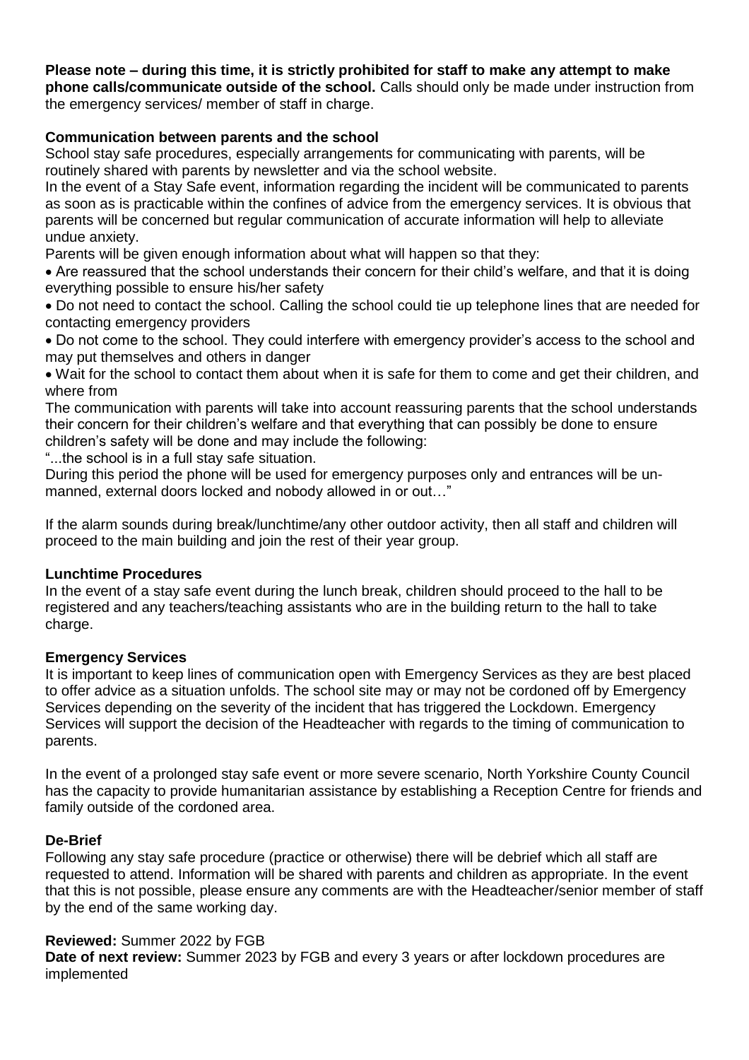**Please note – during this time, it is strictly prohibited for staff to make any attempt to make phone calls/communicate outside of the school.** Calls should only be made under instruction from the emergency services/ member of staff in charge.

**Communication between parents and the school**

School stay safe procedures, especially arrangements for communicating with parents, will be routinely shared with parents by newsletter and via the school website.

In the event of a Stay Safe event, information regarding the incident will be communicated to parents as soon as is practicable within the confines of advice from the emergency services. It is obvious that parents will be concerned but regular communication of accurate information will help to alleviate undue anxiety.

Parents will be given enough information about what will happen so that they:

- Are reassured that the school understands their concern for their child's welfare, and that it is doing everything possible to ensure his/her safety
- Do not need to contact the school. Calling the school could tie up telephone lines that are needed for contacting emergency providers
- Do not come to the school. They could interfere with emergency provider's access to the school and may put themselves and others in danger
- Wait for the school to contact them about when it is safe for them to come and get their children, and where from

The communication with parents will take into account reassuring parents that the school understands their concern for their children's welfare and that everything that can possibly be done to ensure children's safety will be done and may include the following:

"...the school is in a full stay safe situation.

During this period the phone will be used for emergency purposes only and entrances will be un-manned, external doors locked and nobody allowed in or out…"

If the alarm sounds during break/lunchtime/any other outdoor activity, then all staff and children will proceed to the main building and join the rest of their year group.

**Lunchtime Procedures**

In the event of a stay safe event during the lunch break, children should proceed to the hall to be registered and any teachers/teaching assistants who are in the building return to the hall to take charge.

**Emergency Services**

It is important to keep lines of communication open with Emergency Services as they are best placed to offer advice as a situation unfolds. The school site may or may not be cordoned off by Emergency Services depending on the severity of the incident that has triggered the Lockdown. Emergency Services will support the decision of the Headteacher with regards to the timing of communication to parents.

In the event of a prolonged stay safe event or more severe scenario, North Yorkshire County Council has the capacity to provide humanitarian assistance by establishing a Reception Centre for friends and family outside of the cordoned area.

**De-Brief**

Following any stay safe procedure (practice or otherwise) there will be debrief which all staff are requested to attend. Information will be shared with parents and children as appropriate. In the event that this is not possible, please ensure any comments are with the Headteacher/senior member of staff by the end of the same working day.

**Reviewed:** Summer 2022 by FGB

**Date of next review:** Summer 2023 by FGB and every 3 years or after lockdown procedures are implemented